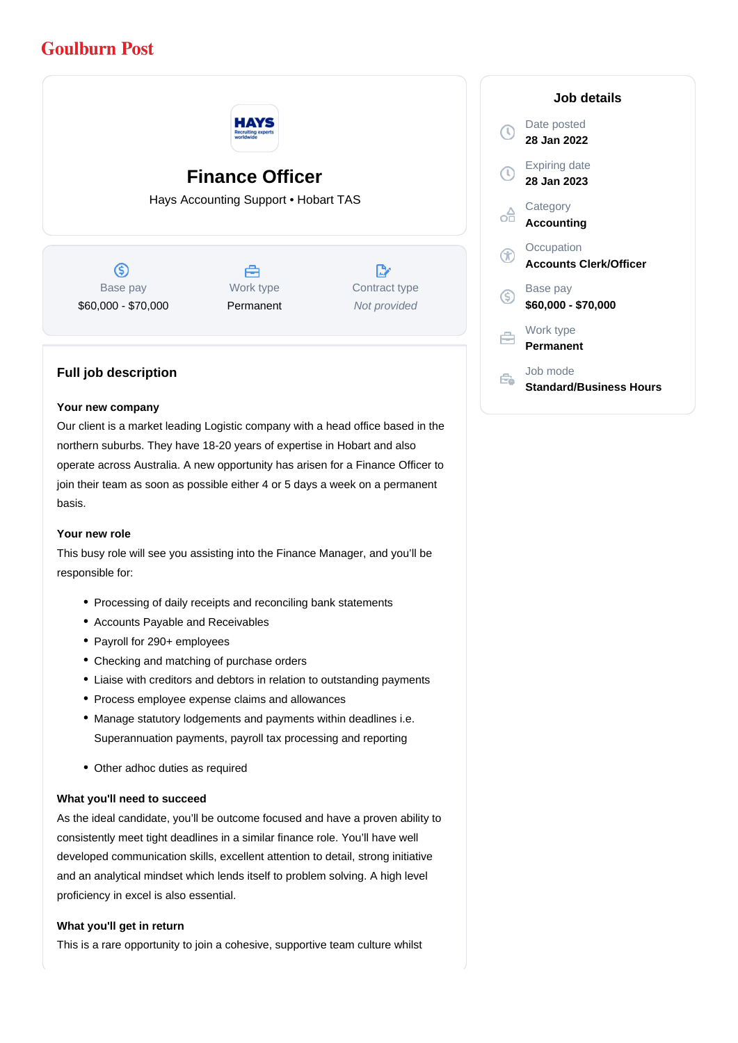Goulburn Post

# Finance Officer

Hays Accounting Support • Hobart TAS

| Base pay | Work type | Contract type |
|---|---|---|
| $60,000 - $70,000 | Permanent | *Not provided* |

## Job details

Date posted
**28 Jan 2022**

Expiring date
**28 Jan 2023**

Category
**Accounting**

Occupation
**Accounts Clerk/Officer**

Base pay
**$60,000 - $70,000**

Work type
**Permanent**

Job mode
**Standard/Business Hours**

## Full job description

**Your new company**

Our client is a market leading Logistic company with a head office based in the northern suburbs. They have 18-20 years of expertise in Hobart and also operate across Australia. A new opportunity has arisen for a Finance Officer to join their team as soon as possible either 4 or 5 days a week on a permanent basis.

**Your new role**

This busy role will see you assisting into the Finance Manager, and you'll be responsible for:

- Processing of daily receipts and reconciling bank statements
- Accounts Payable and Receivables
- Payroll for 290+ employees
- Checking and matching of purchase orders
- Liaise with creditors and debtors in relation to outstanding payments
- Process employee expense claims and allowances
- Manage statutory lodgements and payments within deadlines i.e. Superannuation payments, payroll tax processing and reporting
- Other adhoc duties as required

**What you'll need to succeed**

As the ideal candidate, you'll be outcome focused and have a proven ability to consistently meet tight deadlines in a similar finance role. You'll have well developed communication skills, excellent attention to detail, strong initiative and an analytical mindset which lends itself to problem solving. A high level proficiency in excel is also essential.

**What you'll get in return**

This is a rare opportunity to join a cohesive, supportive team culture whilst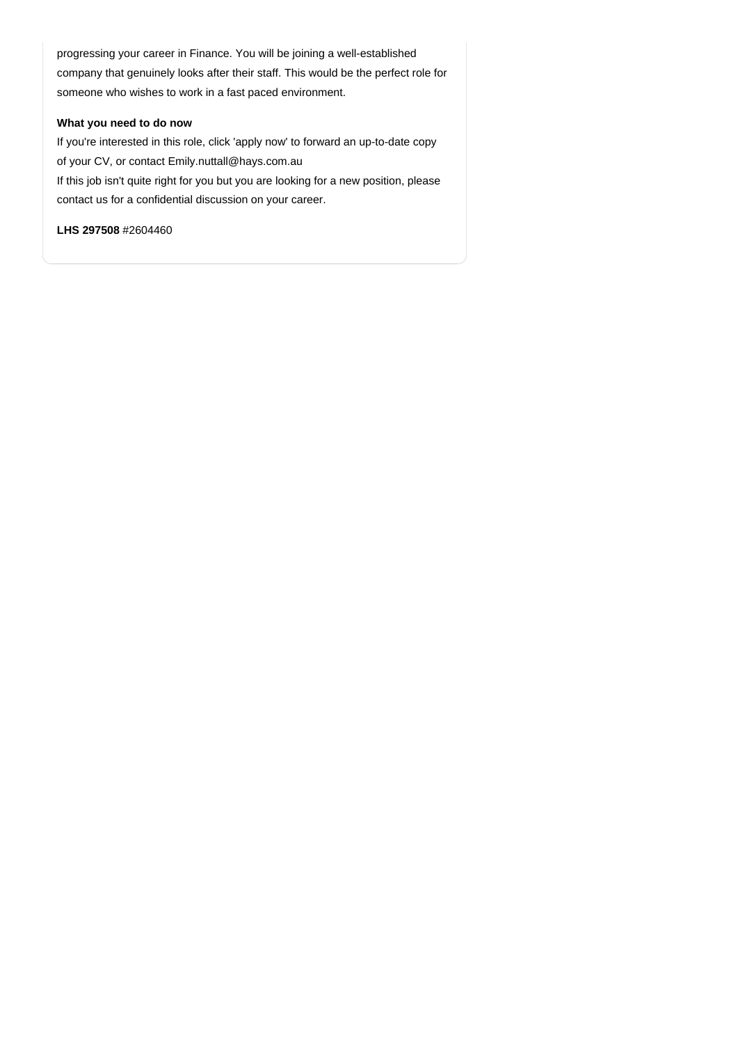progressing your career in Finance. You will be joining a well-established company that genuinely looks after their staff. This would be the perfect role for someone who wishes to work in a fast paced environment.

**What you need to do now**

If you're interested in this role, click 'apply now' to forward an up-to-date copy of your CV, or contact Emily.nuttall@hays.com.au
If this job isn't quite right for you but you are looking for a new position, please contact us for a confidential discussion on your career.

**LHS 297508** #2604460